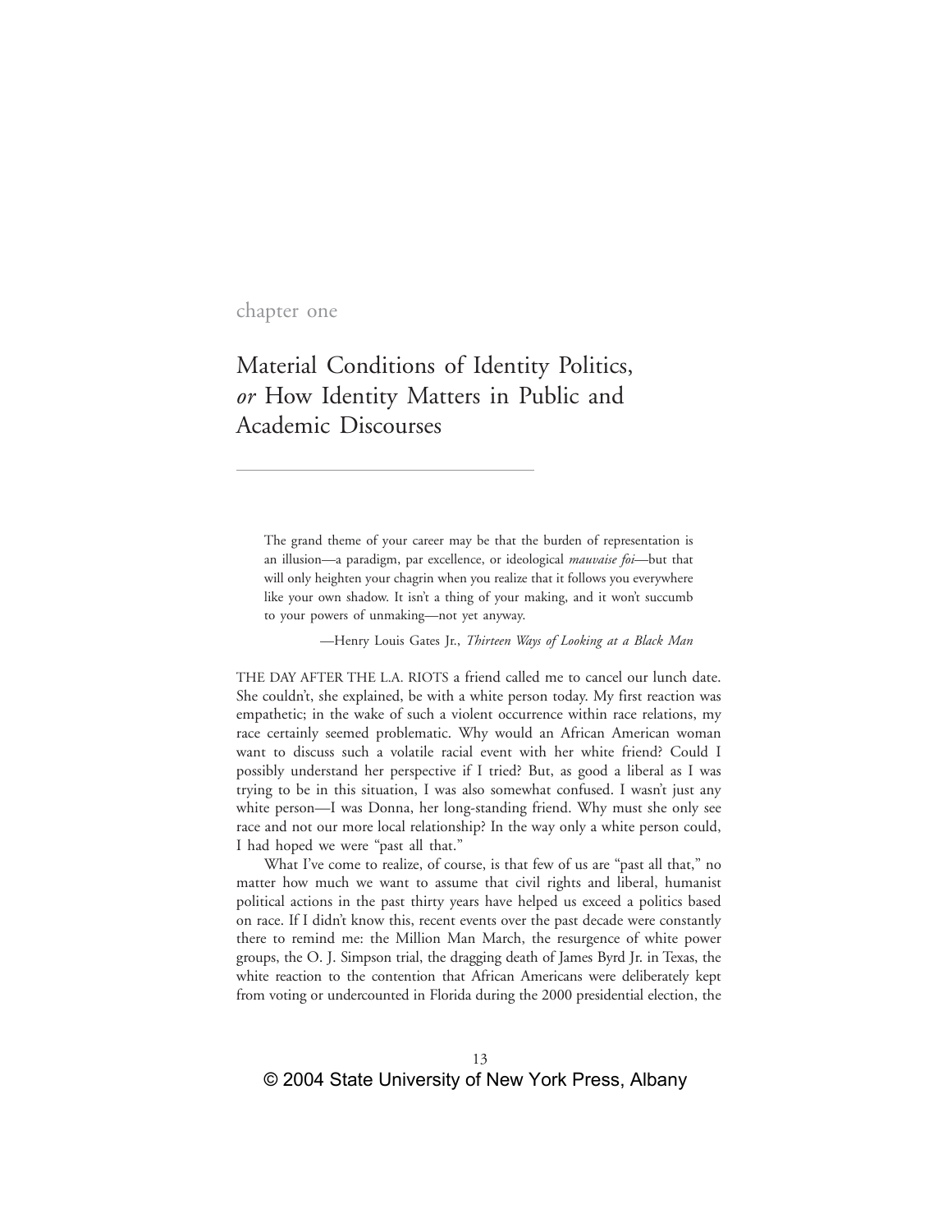chapter one

# Material Conditions of Identity Politics, *or* How Identity Matters in Public and Academic Discourses

> The grand theme of your career may be that the burden of representation is an illusion—a paradigm, par excellence, or ideological *mauvaise foi*—but that will only heighten your chagrin when you realize that it follows you everywhere like your own shadow. It isn't a thing of your making, and it won't succumb to your powers of unmaking—not yet anyway.
>
> —Henry Louis Gates Jr., *Thirteen Ways of Looking at a Black Man*

THE DAY AFTER THE L.A. RIOTS a friend called me to cancel our lunch date. She couldn't, she explained, be with a white person today. My first reaction was empathetic; in the wake of such a violent occurrence within race relations, my race certainly seemed problematic. Why would an African American woman want to discuss such a volatile racial event with her white friend? Could I possibly understand her perspective if I tried? But, as good a liberal as I was trying to be in this situation, I was also somewhat confused. I wasn't just any white person—I was Donna, her long-standing friend. Why must she only see race and not our more local relationship? In the way only a white person could, I had hoped we were "past all that."

What I've come to realize, of course, is that few of us are "past all that," no matter how much we want to assume that civil rights and liberal, humanist political actions in the past thirty years have helped us exceed a politics based on race. If I didn't know this, recent events over the past decade were constantly there to remind me: the Million Man March, the resurgence of white power groups, the O. J. Simpson trial, the dragging death of James Byrd Jr. in Texas, the white reaction to the contention that African Americans were deliberately kept from voting or undercounted in Florida during the 2000 presidential election, the

© 2004 State University of New York Press, Albany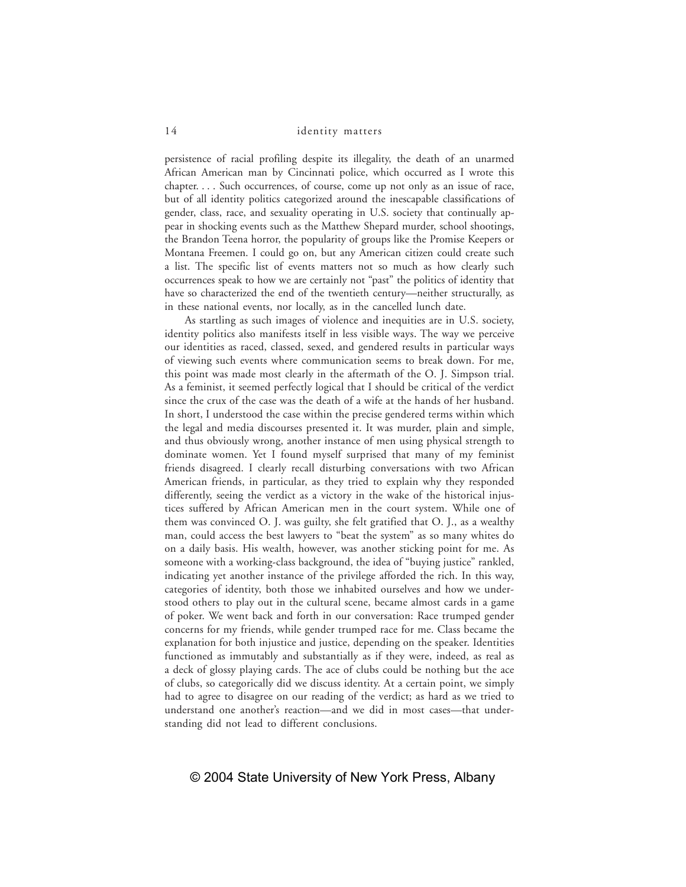persistence of racial profiling despite its illegality, the death of an unarmed African American man by Cincinnati police, which occurred as I wrote this chapter. . . . Such occurrences, of course, come up not only as an issue of race, but of all identity politics categorized around the inescapable classifications of gender, class, race, and sexuality operating in U.S. society that continually appear in shocking events such as the Matthew Shepard murder, school shootings, the Brandon Teena horror, the popularity of groups like the Promise Keepers or Montana Freemen. I could go on, but any American citizen could create such a list. The specific list of events matters not so much as how clearly such occurrences speak to how we are certainly not "past" the politics of identity that have so characterized the end of the twentieth century—neither structurally, as in these national events, nor locally, as in the cancelled lunch date.

As startling as such images of violence and inequities are in U.S. society, identity politics also manifests itself in less visible ways. The way we perceive our identities as raced, classed, sexed, and gendered results in particular ways of viewing such events where communication seems to break down. For me, this point was made most clearly in the aftermath of the O. J. Simpson trial. As a feminist, it seemed perfectly logical that I should be critical of the verdict since the crux of the case was the death of a wife at the hands of her husband. In short, I understood the case within the precise gendered terms within which the legal and media discourses presented it. It was murder, plain and simple, and thus obviously wrong, another instance of men using physical strength to dominate women. Yet I found myself surprised that many of my feminist friends disagreed. I clearly recall disturbing conversations with two African American friends, in particular, as they tried to explain why they responded differently, seeing the verdict as a victory in the wake of the historical injustices suffered by African American men in the court system. While one of them was convinced O. J. was guilty, she felt gratified that O. J., as a wealthy man, could access the best lawyers to "beat the system" as so many whites do on a daily basis. His wealth, however, was another sticking point for me. As someone with a working-class background, the idea of "buying justice" rankled, indicating yet another instance of the privilege afforded the rich. In this way, categories of identity, both those we inhabited ourselves and how we understood others to play out in the cultural scene, became almost cards in a game of poker. We went back and forth in our conversation: Race trumped gender concerns for my friends, while gender trumped race for me. Class became the explanation for both injustice and justice, depending on the speaker. Identities functioned as immutably and substantially as if they were, indeed, as real as a deck of glossy playing cards. The ace of clubs could be nothing but the ace of clubs, so categorically did we discuss identity. At a certain point, we simply had to agree to disagree on our reading of the verdict; as hard as we tried to understand one another's reaction—and we did in most cases—that understanding did not lead to different conclusions.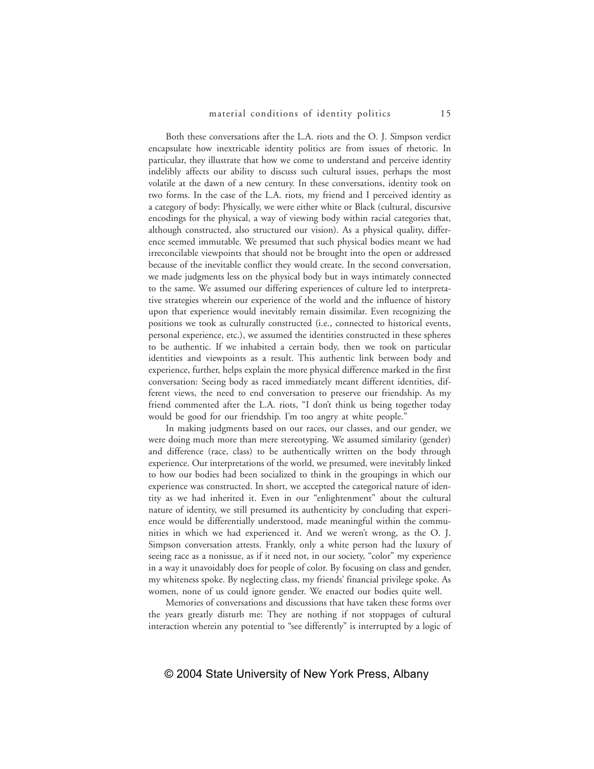Both these conversations after the L.A. riots and the O. J. Simpson verdict encapsulate how inextricable identity politics are from issues of rhetoric. In particular, they illustrate that how we come to understand and perceive identity indelibly affects our ability to discuss such cultural issues, perhaps the most volatile at the dawn of a new century. In these conversations, identity took on two forms. In the case of the L.A. riots, my friend and I perceived identity as a category of body: Physically, we were either white or Black (cultural, discursive encodings for the physical, a way of viewing body within racial categories that, although constructed, also structured our vision). As a physical quality, difference seemed immutable. We presumed that such physical bodies meant we had irreconcilable viewpoints that should not be brought into the open or addressed because of the inevitable conflict they would create. In the second conversation, we made judgments less on the physical body but in ways intimately connected to the same. We assumed our differing experiences of culture led to interpretative strategies wherein our experience of the world and the influence of history upon that experience would inevitably remain dissimilar. Even recognizing the positions we took as culturally constructed (i.e., connected to historical events, personal experience, etc.), we assumed the identities constructed in these spheres to be authentic. If we inhabited a certain body, then we took on particular identities and viewpoints as a result. This authentic link between body and experience, further, helps explain the more physical difference marked in the first conversation: Seeing body as raced immediately meant different identities, different views, the need to end conversation to preserve our friendship. As my friend commented after the L.A. riots, "I don't think us being together today would be good for our friendship. I'm too angry at white people."

In making judgments based on our races, our classes, and our gender, we were doing much more than mere stereotyping. We assumed similarity (gender) and difference (race, class) to be authentically written on the body through experience. Our interpretations of the world, we presumed, were inevitably linked to how our bodies had been socialized to think in the groupings in which our experience was constructed. In short, we accepted the categorical nature of identity as we had inherited it. Even in our "enlightenment" about the cultural nature of identity, we still presumed its authenticity by concluding that experience would be differentially understood, made meaningful within the communities in which we had experienced it. And we weren't wrong, as the O. J. Simpson conversation attests. Frankly, only a white person had the luxury of seeing race as a nonissue, as if it need not, in our society, "color" my experience in a way it unavoidably does for people of color. By focusing on class and gender, my whiteness spoke. By neglecting class, my friends' financial privilege spoke. As women, none of us could ignore gender. We enacted our bodies quite well.

Memories of conversations and discussions that have taken these forms over the years greatly disturb me: They are nothing if not stoppages of cultural interaction wherein any potential to "see differently" is interrupted by a logic of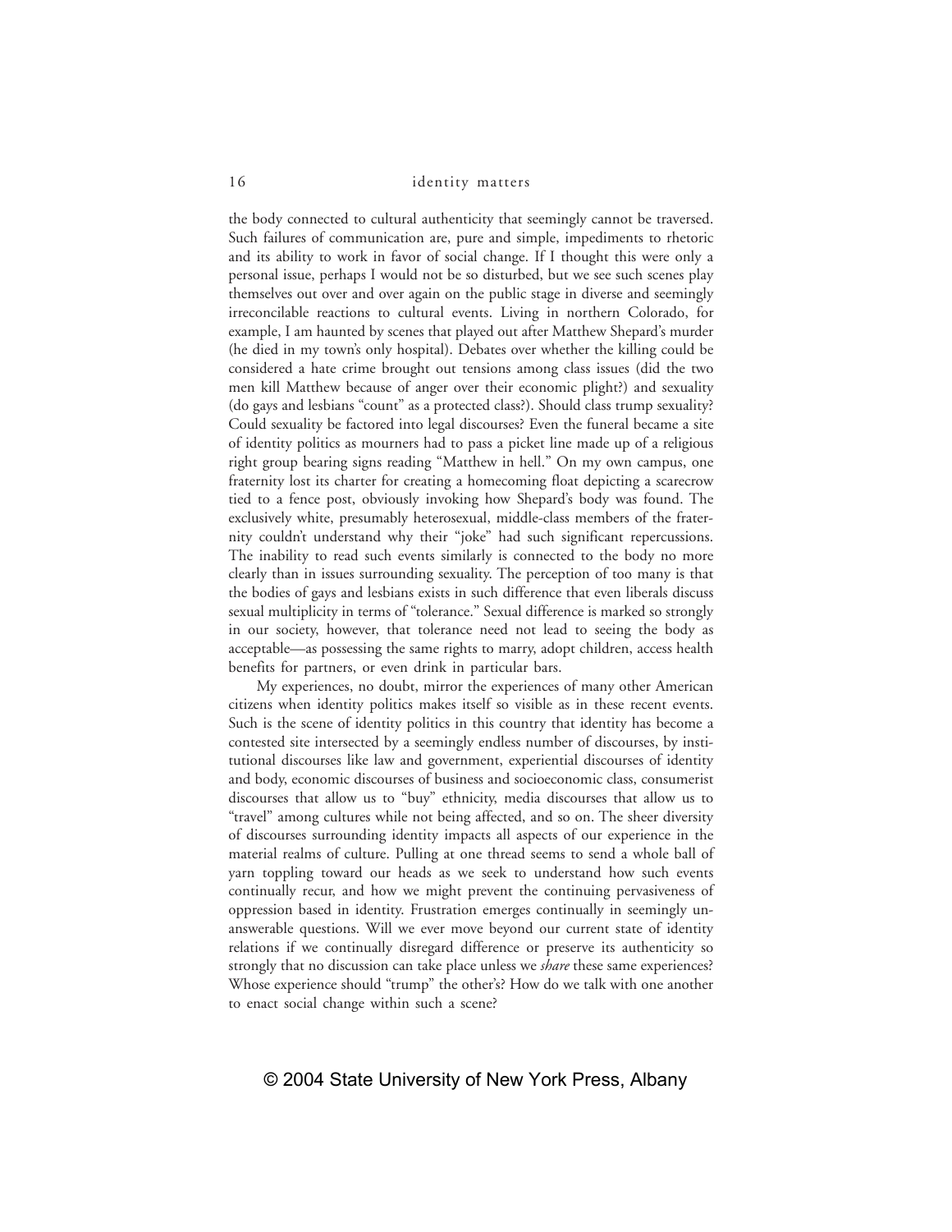the body connected to cultural authenticity that seemingly cannot be traversed. Such failures of communication are, pure and simple, impediments to rhetoric and its ability to work in favor of social change. If I thought this were only a personal issue, perhaps I would not be so disturbed, but we see such scenes play themselves out over and over again on the public stage in diverse and seemingly irreconcilable reactions to cultural events. Living in northern Colorado, for example, I am haunted by scenes that played out after Matthew Shepard's murder (he died in my town's only hospital). Debates over whether the killing could be considered a hate crime brought out tensions among class issues (did the two men kill Matthew because of anger over their economic plight?) and sexuality (do gays and lesbians "count" as a protected class?). Should class trump sexuality? Could sexuality be factored into legal discourses? Even the funeral became a site of identity politics as mourners had to pass a picket line made up of a religious right group bearing signs reading "Matthew in hell." On my own campus, one fraternity lost its charter for creating a homecoming float depicting a scarecrow tied to a fence post, obviously invoking how Shepard's body was found. The exclusively white, presumably heterosexual, middle-class members of the fraternity couldn't understand why their "joke" had such significant repercussions. The inability to read such events similarly is connected to the body no more clearly than in issues surrounding sexuality. The perception of too many is that the bodies of gays and lesbians exists in such difference that even liberals discuss sexual multiplicity in terms of "tolerance." Sexual difference is marked so strongly in our society, however, that tolerance need not lead to seeing the body as acceptable—as possessing the same rights to marry, adopt children, access health benefits for partners, or even drink in particular bars.

My experiences, no doubt, mirror the experiences of many other American citizens when identity politics makes itself so visible as in these recent events. Such is the scene of identity politics in this country that identity has become a contested site intersected by a seemingly endless number of discourses, by institutional discourses like law and government, experiential discourses of identity and body, economic discourses of business and socioeconomic class, consumerist discourses that allow us to "buy" ethnicity, media discourses that allow us to "travel" among cultures while not being affected, and so on. The sheer diversity of discourses surrounding identity impacts all aspects of our experience in the material realms of culture. Pulling at one thread seems to send a whole ball of yarn toppling toward our heads as we seek to understand how such events continually recur, and how we might prevent the continuing pervasiveness of oppression based in identity. Frustration emerges continually in seemingly unanswerable questions. Will we ever move beyond our current state of identity relations if we continually disregard difference or preserve its authenticity so strongly that no discussion can take place unless we *share* these same experiences? Whose experience should "trump" the other's? How do we talk with one another to enact social change within such a scene?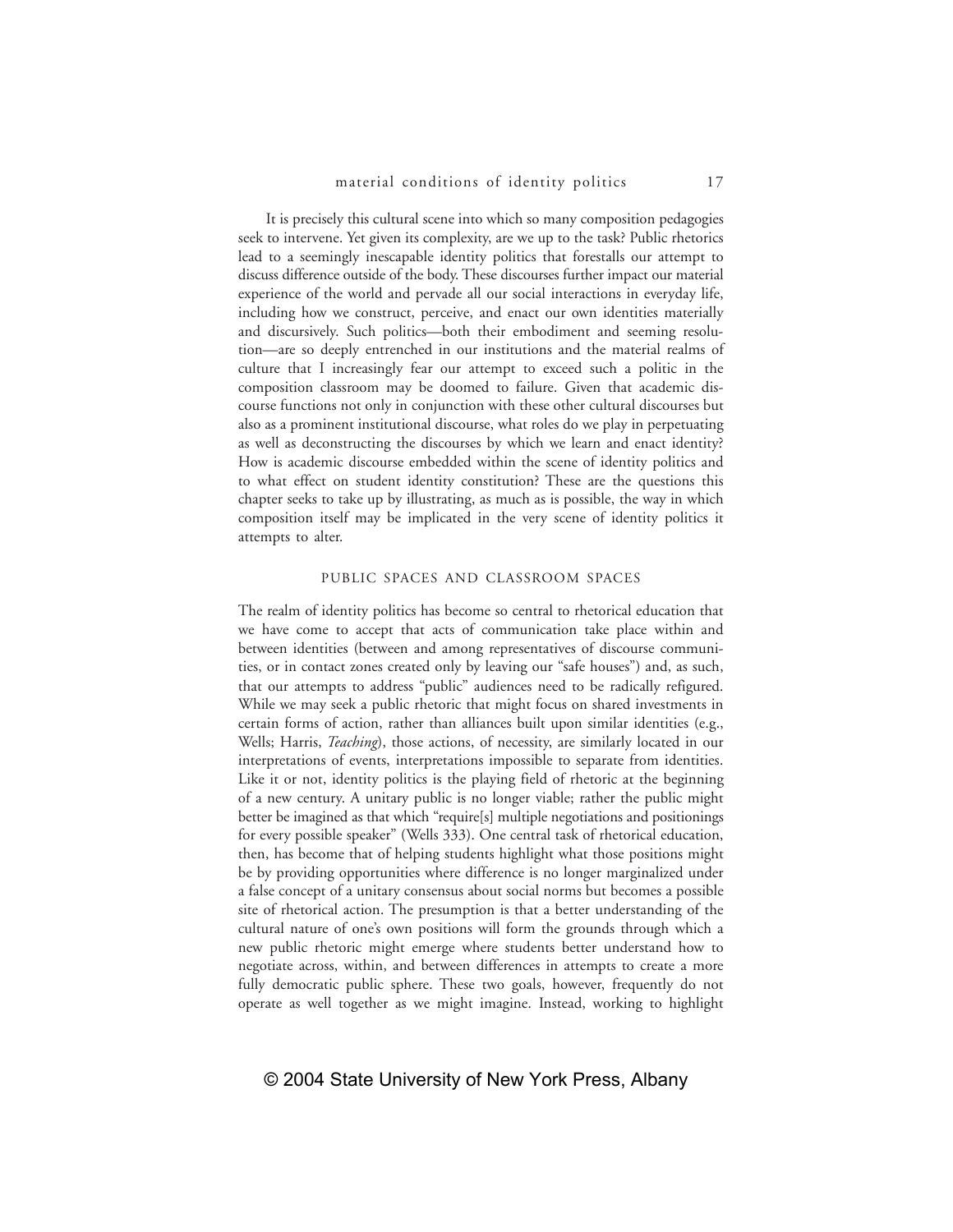It is precisely this cultural scene into which so many composition pedagogies seek to intervene. Yet given its complexity, are we up to the task? Public rhetorics lead to a seemingly inescapable identity politics that forestalls our attempt to discuss difference outside of the body. These discourses further impact our material experience of the world and pervade all our social interactions in everyday life, including how we construct, perceive, and enact our own identities materially and discursively. Such politics—both their embodiment and seeming resolution—are so deeply entrenched in our institutions and the material realms of culture that I increasingly fear our attempt to exceed such a politic in the composition classroom may be doomed to failure. Given that academic discourse functions not only in conjunction with these other cultural discourses but also as a prominent institutional discourse, what roles do we play in perpetuating as well as deconstructing the discourses by which we learn and enact identity? How is academic discourse embedded within the scene of identity politics and to what effect on student identity constitution? These are the questions this chapter seeks to take up by illustrating, as much as is possible, the way in which composition itself may be implicated in the very scene of identity politics it attempts to alter.

## PUBLIC SPACES AND CLASSROOM SPACES

The realm of identity politics has become so central to rhetorical education that we have come to accept that acts of communication take place within and between identities (between and among representatives of discourse communities, or in contact zones created only by leaving our "safe houses") and, as such, that our attempts to address "public" audiences need to be radically refigured. While we may seek a public rhetoric that might focus on shared investments in certain forms of action, rather than alliances built upon similar identities (e.g., Wells; Harris, *Teaching*), those actions, of necessity, are similarly located in our interpretations of events, interpretations impossible to separate from identities. Like it or not, identity politics is the playing field of rhetoric at the beginning of a new century. A unitary public is no longer viable; rather the public might better be imagined as that which "require[s] multiple negotiations and positionings for every possible speaker" (Wells 333). One central task of rhetorical education, then, has become that of helping students highlight what those positions might be by providing opportunities where difference is no longer marginalized under a false concept of a unitary consensus about social norms but becomes a possible site of rhetorical action. The presumption is that a better understanding of the cultural nature of one's own positions will form the grounds through which a new public rhetoric might emerge where students better understand how to negotiate across, within, and between differences in attempts to create a more fully democratic public sphere. These two goals, however, frequently do not operate as well together as we might imagine. Instead, working to highlight

© 2004 State University of New York Press, Albany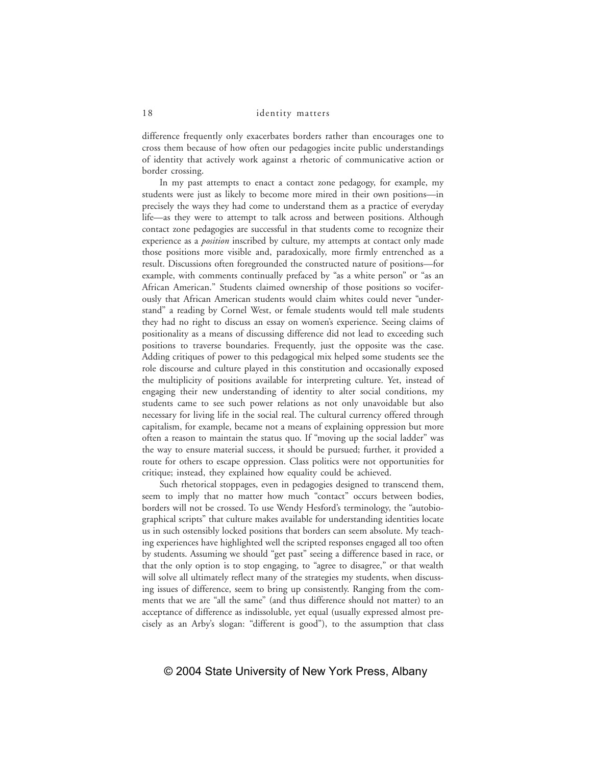difference frequently only exacerbates borders rather than encourages one to cross them because of how often our pedagogies incite public understandings of identity that actively work against a rhetoric of communicative action or border crossing.

In my past attempts to enact a contact zone pedagogy, for example, my students were just as likely to become more mired in their own positions—in precisely the ways they had come to understand them as a practice of everyday life—as they were to attempt to talk across and between positions. Although contact zone pedagogies are successful in that students come to recognize their experience as a *position* inscribed by culture, my attempts at contact only made those positions more visible and, paradoxically, more firmly entrenched as a result. Discussions often foregrounded the constructed nature of positions—for example, with comments continually prefaced by "as a white person" or "as an African American." Students claimed ownership of those positions so vociferously that African American students would claim whites could never "understand" a reading by Cornel West, or female students would tell male students they had no right to discuss an essay on women's experience. Seeing claims of positionality as a means of discussing difference did not lead to exceeding such positions to traverse boundaries. Frequently, just the opposite was the case. Adding critiques of power to this pedagogical mix helped some students see the role discourse and culture played in this constitution and occasionally exposed the multiplicity of positions available for interpreting culture. Yet, instead of engaging their new understanding of identity to alter social conditions, my students came to see such power relations as not only unavoidable but also necessary for living life in the social real. The cultural currency offered through capitalism, for example, became not a means of explaining oppression but more often a reason to maintain the status quo. If "moving up the social ladder" was the way to ensure material success, it should be pursued; further, it provided a route for others to escape oppression. Class politics were not opportunities for critique; instead, they explained how equality could be achieved.

Such rhetorical stoppages, even in pedagogies designed to transcend them, seem to imply that no matter how much "contact" occurs between bodies, borders will not be crossed. To use Wendy Hesford's terminology, the "autobiographical scripts" that culture makes available for understanding identities locate us in such ostensibly locked positions that borders can seem absolute. My teaching experiences have highlighted well the scripted responses engaged all too often by students. Assuming we should "get past" seeing a difference based in race, or that the only option is to stop engaging, to "agree to disagree," or that wealth will solve all ultimately reflect many of the strategies my students, when discussing issues of difference, seem to bring up consistently. Ranging from the comments that we are "all the same" (and thus difference should not matter) to an acceptance of difference as indissoluble, yet equal (usually expressed almost precisely as an Arby's slogan: "different is good"), to the assumption that class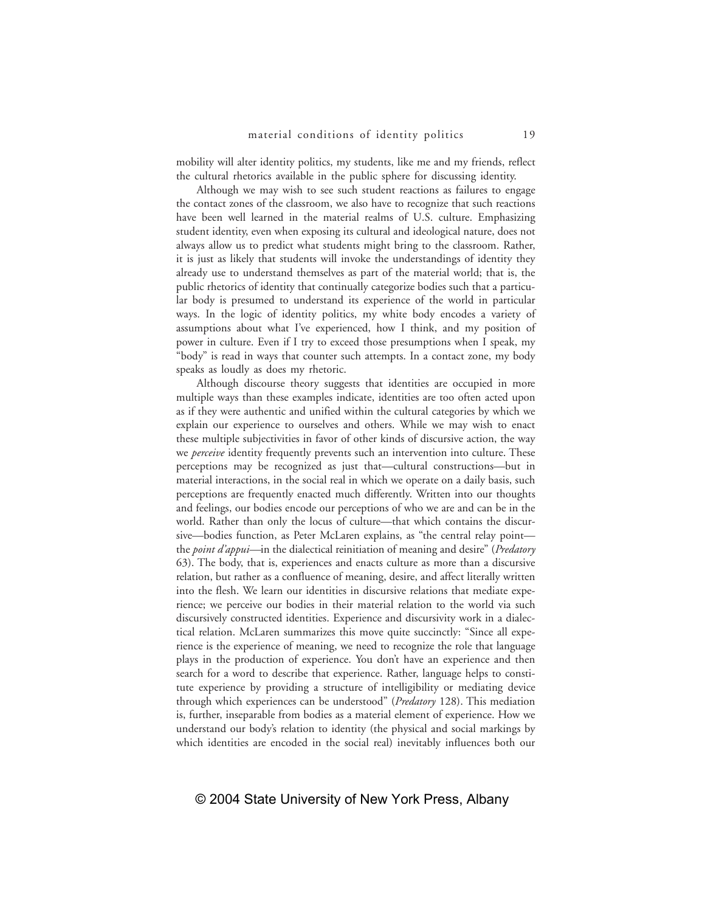mobility will alter identity politics, my students, like me and my friends, reflect the cultural rhetorics available in the public sphere for discussing identity.

Although we may wish to see such student reactions as failures to engage the contact zones of the classroom, we also have to recognize that such reactions have been well learned in the material realms of U.S. culture. Emphasizing student identity, even when exposing its cultural and ideological nature, does not always allow us to predict what students might bring to the classroom. Rather, it is just as likely that students will invoke the understandings of identity they already use to understand themselves as part of the material world; that is, the public rhetorics of identity that continually categorize bodies such that a particular body is presumed to understand its experience of the world in particular ways. In the logic of identity politics, my white body encodes a variety of assumptions about what I've experienced, how I think, and my position of power in culture. Even if I try to exceed those presumptions when I speak, my "body" is read in ways that counter such attempts. In a contact zone, my body speaks as loudly as does my rhetoric.

Although discourse theory suggests that identities are occupied in more multiple ways than these examples indicate, identities are too often acted upon as if they were authentic and unified within the cultural categories by which we explain our experience to ourselves and others. While we may wish to enact these multiple subjectivities in favor of other kinds of discursive action, the way we *perceive* identity frequently prevents such an intervention into culture. These perceptions may be recognized as just that—cultural constructions—but in material interactions, in the social real in which we operate on a daily basis, such perceptions are frequently enacted much differently. Written into our thoughts and feelings, our bodies encode our perceptions of who we are and can be in the world. Rather than only the locus of culture—that which contains the discursive—bodies function, as Peter McLaren explains, as "the central relay point—the *point d'appui*—in the dialectical reinitiation of meaning and desire" (*Predatory* 63). The body, that is, experiences and enacts culture as more than a discursive relation, but rather as a confluence of meaning, desire, and affect literally written into the flesh. We learn our identities in discursive relations that mediate experience; we perceive our bodies in their material relation to the world via such discursively constructed identities. Experience and discursivity work in a dialectical relation. McLaren summarizes this move quite succinctly: "Since all experience is the experience of meaning, we need to recognize the role that language plays in the production of experience. You don't have an experience and then search for a word to describe that experience. Rather, language helps to constitute experience by providing a structure of intelligibility or mediating device through which experiences can be understood" (*Predatory* 128). This mediation is, further, inseparable from bodies as a material element of experience. How we understand our body's relation to identity (the physical and social markings by which identities are encoded in the social real) inevitably influences both our

© 2004 State University of New York Press, Albany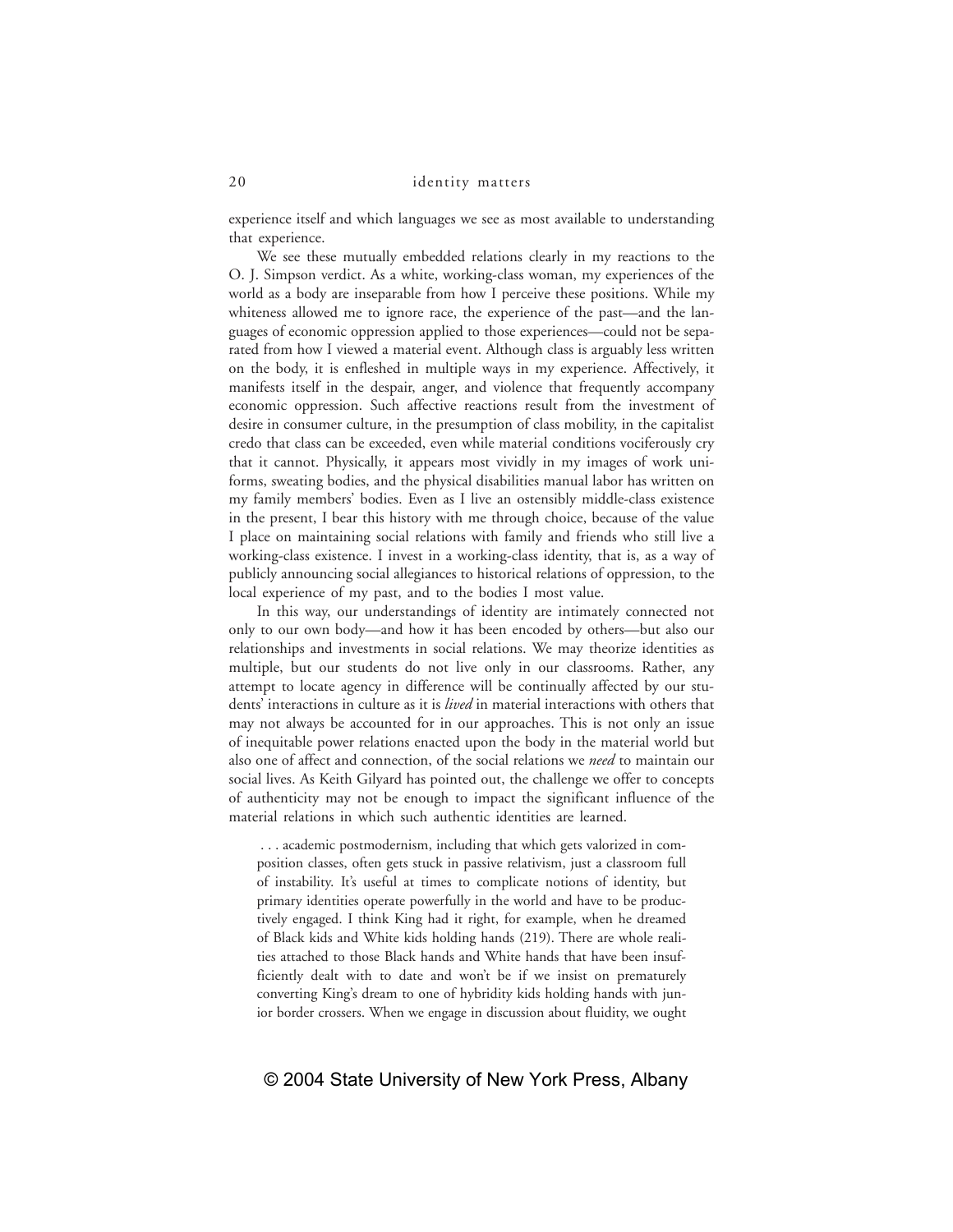experience itself and which languages we see as most available to understanding that experience.

We see these mutually embedded relations clearly in my reactions to the O. J. Simpson verdict. As a white, working-class woman, my experiences of the world as a body are inseparable from how I perceive these positions. While my whiteness allowed me to ignore race, the experience of the past—and the languages of economic oppression applied to those experiences—could not be separated from how I viewed a material event. Although class is arguably less written on the body, it is enfleshed in multiple ways in my experience. Affectively, it manifests itself in the despair, anger, and violence that frequently accompany economic oppression. Such affective reactions result from the investment of desire in consumer culture, in the presumption of class mobility, in the capitalist credo that class can be exceeded, even while material conditions vociferously cry that it cannot. Physically, it appears most vividly in my images of work uniforms, sweating bodies, and the physical disabilities manual labor has written on my family members' bodies. Even as I live an ostensibly middle-class existence in the present, I bear this history with me through choice, because of the value I place on maintaining social relations with family and friends who still live a working-class existence. I invest in a working-class identity, that is, as a way of publicly announcing social allegiances to historical relations of oppression, to the local experience of my past, and to the bodies I most value.

In this way, our understandings of identity are intimately connected not only to our own body—and how it has been encoded by others—but also our relationships and investments in social relations. We may theorize identities as multiple, but our students do not live only in our classrooms. Rather, any attempt to locate agency in difference will be continually affected by our students' interactions in culture as it is *lived* in material interactions with others that may not always be accounted for in our approaches. This is not only an issue of inequitable power relations enacted upon the body in the material world but also one of affect and connection, of the social relations we *need* to maintain our social lives. As Keith Gilyard has pointed out, the challenge we offer to concepts of authenticity may not be enough to impact the significant influence of the material relations in which such authentic identities are learned.

> . . . academic postmodernism, including that which gets valorized in composition classes, often gets stuck in passive relativism, just a classroom full of instability. It's useful at times to complicate notions of identity, but primary identities operate powerfully in the world and have to be productively engaged. I think King had it right, for example, when he dreamed of Black kids and White kids holding hands (219). There are whole realities attached to those Black hands and White hands that have been insufficiently dealt with to date and won't be if we insist on prematurely converting King's dream to one of hybridity kids holding hands with junior border crossers. When we engage in discussion about fluidity, we ought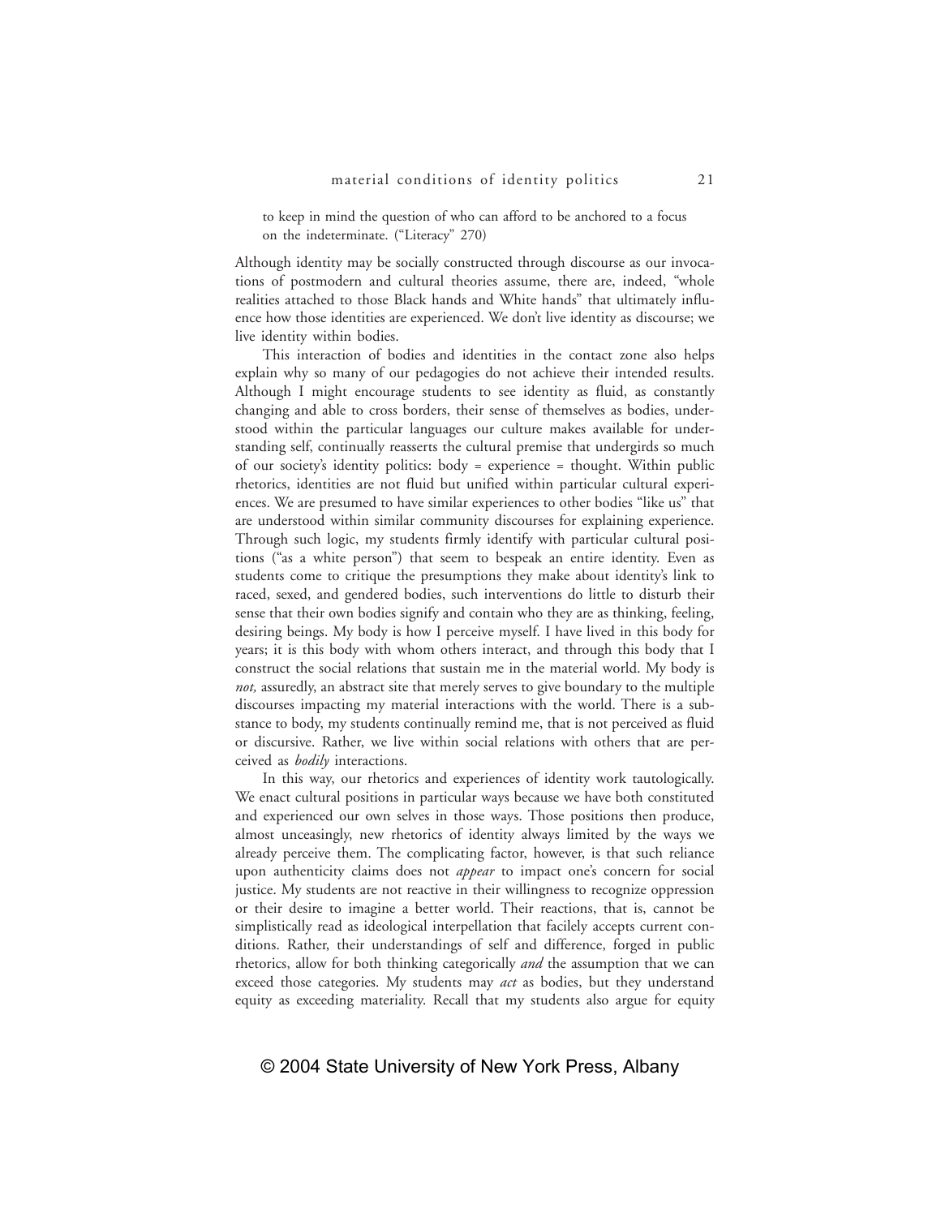> to keep in mind the question of who can afford to be anchored to a focus on the indeterminate. ("Literacy" 270)

Although identity may be socially constructed through discourse as our invocations of postmodern and cultural theories assume, there are, indeed, "whole realities attached to those Black hands and White hands" that ultimately influence how those identities are experienced. We don't live identity as discourse; we live identity within bodies.

This interaction of bodies and identities in the contact zone also helps explain why so many of our pedagogies do not achieve their intended results. Although I might encourage students to see identity as fluid, as constantly changing and able to cross borders, their sense of themselves as bodies, understood within the particular languages our culture makes available for understanding self, continually reasserts the cultural premise that undergirds so much of our society's identity politics: body = experience = thought. Within public rhetorics, identities are not fluid but unified within particular cultural experiences. We are presumed to have similar experiences to other bodies "like us" that are understood within similar community discourses for explaining experience. Through such logic, my students firmly identify with particular cultural positions ("as a white person") that seem to bespeak an entire identity. Even as students come to critique the presumptions they make about identity's link to raced, sexed, and gendered bodies, such interventions do little to disturb their sense that their own bodies signify and contain who they are as thinking, feeling, desiring beings. My body is how I perceive myself. I have lived in this body for years; it is this body with whom others interact, and through this body that I construct the social relations that sustain me in the material world. My body is *not,* assuredly, an abstract site that merely serves to give boundary to the multiple discourses impacting my material interactions with the world. There is a substance to body, my students continually remind me, that is not perceived as fluid or discursive. Rather, we live within social relations with others that are perceived as *bodily* interactions.

In this way, our rhetorics and experiences of identity work tautologically. We enact cultural positions in particular ways because we have both constituted and experienced our own selves in those ways. Those positions then produce, almost unceasingly, new rhetorics of identity always limited by the ways we already perceive them. The complicating factor, however, is that such reliance upon authenticity claims does not *appear* to impact one's concern for social justice. My students are not reactive in their willingness to recognize oppression or their desire to imagine a better world. Their reactions, that is, cannot be simplistically read as ideological interpellation that facilely accepts current conditions. Rather, their understandings of self and difference, forged in public rhetorics, allow for both thinking categorically *and* the assumption that we can exceed those categories. My students may *act* as bodies, but they understand equity as exceeding materiality. Recall that my students also argue for equity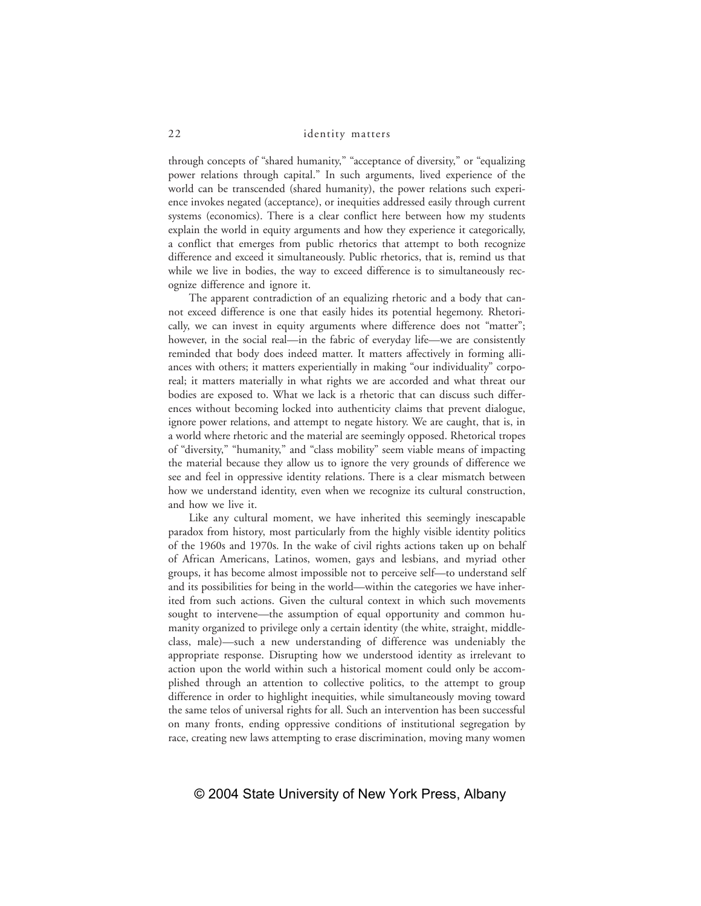through concepts of "shared humanity," "acceptance of diversity," or "equalizing power relations through capital." In such arguments, lived experience of the world can be transcended (shared humanity), the power relations such experience invokes negated (acceptance), or inequities addressed easily through current systems (economics). There is a clear conflict here between how my students explain the world in equity arguments and how they experience it categorically, a conflict that emerges from public rhetorics that attempt to both recognize difference and exceed it simultaneously. Public rhetorics, that is, remind us that while we live in bodies, the way to exceed difference is to simultaneously recognize difference and ignore it.

The apparent contradiction of an equalizing rhetoric and a body that cannot exceed difference is one that easily hides its potential hegemony. Rhetorically, we can invest in equity arguments where difference does not "matter"; however, in the social real—in the fabric of everyday life—we are consistently reminded that body does indeed matter. It matters affectively in forming alliances with others; it matters experientially in making "our individuality" corporeal; it matters materially in what rights we are accorded and what threat our bodies are exposed to. What we lack is a rhetoric that can discuss such differences without becoming locked into authenticity claims that prevent dialogue, ignore power relations, and attempt to negate history. We are caught, that is, in a world where rhetoric and the material are seemingly opposed. Rhetorical tropes of "diversity," "humanity," and "class mobility" seem viable means of impacting the material because they allow us to ignore the very grounds of difference we see and feel in oppressive identity relations. There is a clear mismatch between how we understand identity, even when we recognize its cultural construction, and how we live it.

Like any cultural moment, we have inherited this seemingly inescapable paradox from history, most particularly from the highly visible identity politics of the 1960s and 1970s. In the wake of civil rights actions taken up on behalf of African Americans, Latinos, women, gays and lesbians, and myriad other groups, it has become almost impossible not to perceive self—to understand self and its possibilities for being in the world—within the categories we have inherited from such actions. Given the cultural context in which such movements sought to intervene—the assumption of equal opportunity and common humanity organized to privilege only a certain identity (the white, straight, middle-class, male)—such a new understanding of difference was undeniably the appropriate response. Disrupting how we understood identity as irrelevant to action upon the world within such a historical moment could only be accomplished through an attention to collective politics, to the attempt to group difference in order to highlight inequities, while simultaneously moving toward the same telos of universal rights for all. Such an intervention has been successful on many fronts, ending oppressive conditions of institutional segregation by race, creating new laws attempting to erase discrimination, moving many women

© 2004 State University of New York Press, Albany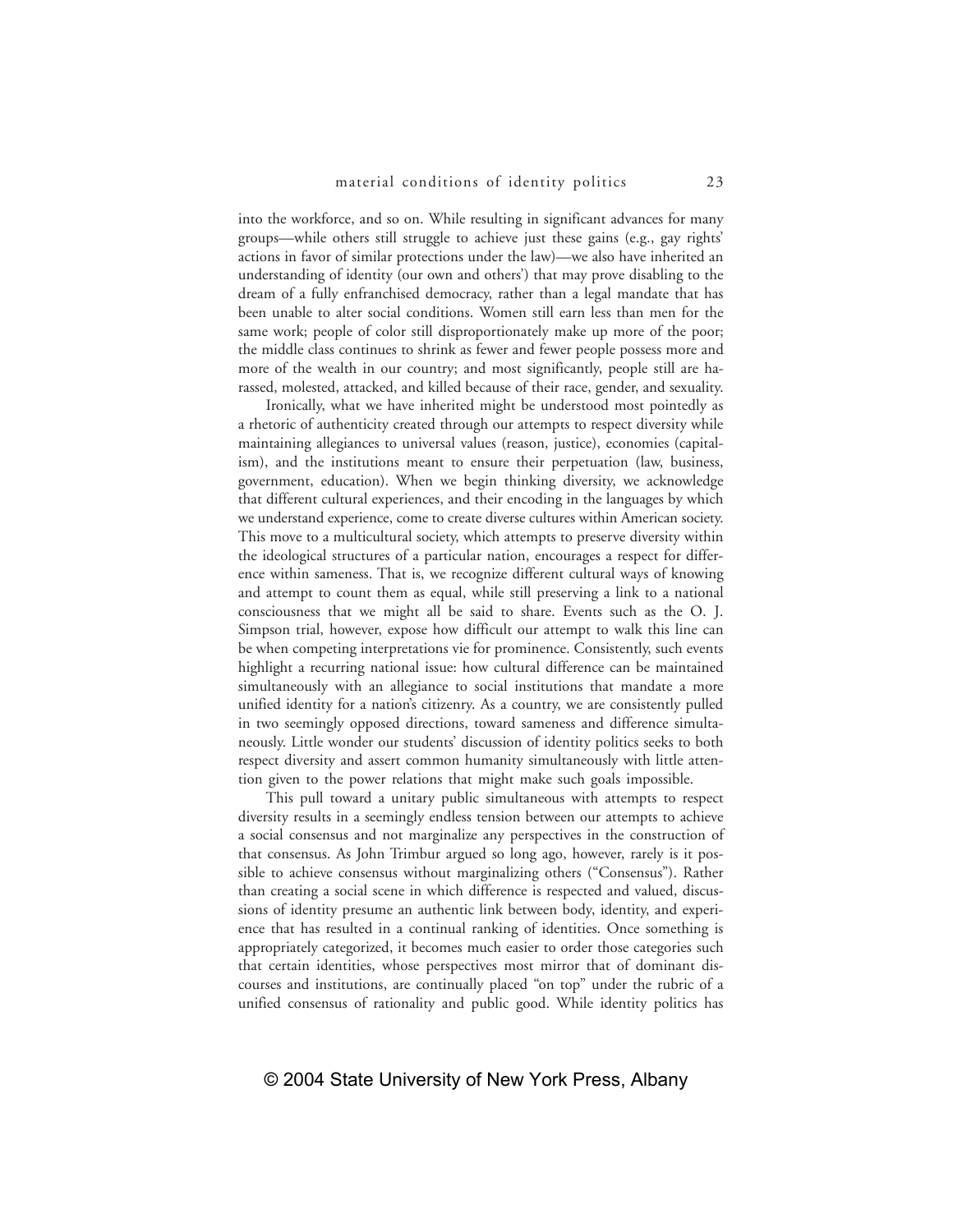into the workforce, and so on. While resulting in significant advances for many groups—while others still struggle to achieve just these gains (e.g., gay rights' actions in favor of similar protections under the law)—we also have inherited an understanding of identity (our own and others') that may prove disabling to the dream of a fully enfranchised democracy, rather than a legal mandate that has been unable to alter social conditions. Women still earn less than men for the same work; people of color still disproportionately make up more of the poor; the middle class continues to shrink as fewer and fewer people possess more and more of the wealth in our country; and most significantly, people still are harassed, molested, attacked, and killed because of their race, gender, and sexuality.

Ironically, what we have inherited might be understood most pointedly as a rhetoric of authenticity created through our attempts to respect diversity while maintaining allegiances to universal values (reason, justice), economies (capitalism), and the institutions meant to ensure their perpetuation (law, business, government, education). When we begin thinking diversity, we acknowledge that different cultural experiences, and their encoding in the languages by which we understand experience, come to create diverse cultures within American society. This move to a multicultural society, which attempts to preserve diversity within the ideological structures of a particular nation, encourages a respect for difference within sameness. That is, we recognize different cultural ways of knowing and attempt to count them as equal, while still preserving a link to a national consciousness that we might all be said to share. Events such as the O. J. Simpson trial, however, expose how difficult our attempt to walk this line can be when competing interpretations vie for prominence. Consistently, such events highlight a recurring national issue: how cultural difference can be maintained simultaneously with an allegiance to social institutions that mandate a more unified identity for a nation's citizenry. As a country, we are consistently pulled in two seemingly opposed directions, toward sameness and difference simultaneously. Little wonder our students' discussion of identity politics seeks to both respect diversity and assert common humanity simultaneously with little attention given to the power relations that might make such goals impossible.

This pull toward a unitary public simultaneous with attempts to respect diversity results in a seemingly endless tension between our attempts to achieve a social consensus and not marginalize any perspectives in the construction of that consensus. As John Trimbur argued so long ago, however, rarely is it possible to achieve consensus without marginalizing others ("Consensus"). Rather than creating a social scene in which difference is respected and valued, discussions of identity presume an authentic link between body, identity, and experience that has resulted in a continual ranking of identities. Once something is appropriately categorized, it becomes much easier to order those categories such that certain identities, whose perspectives most mirror that of dominant discourses and institutions, are continually placed "on top" under the rubric of a unified consensus of rationality and public good. While identity politics has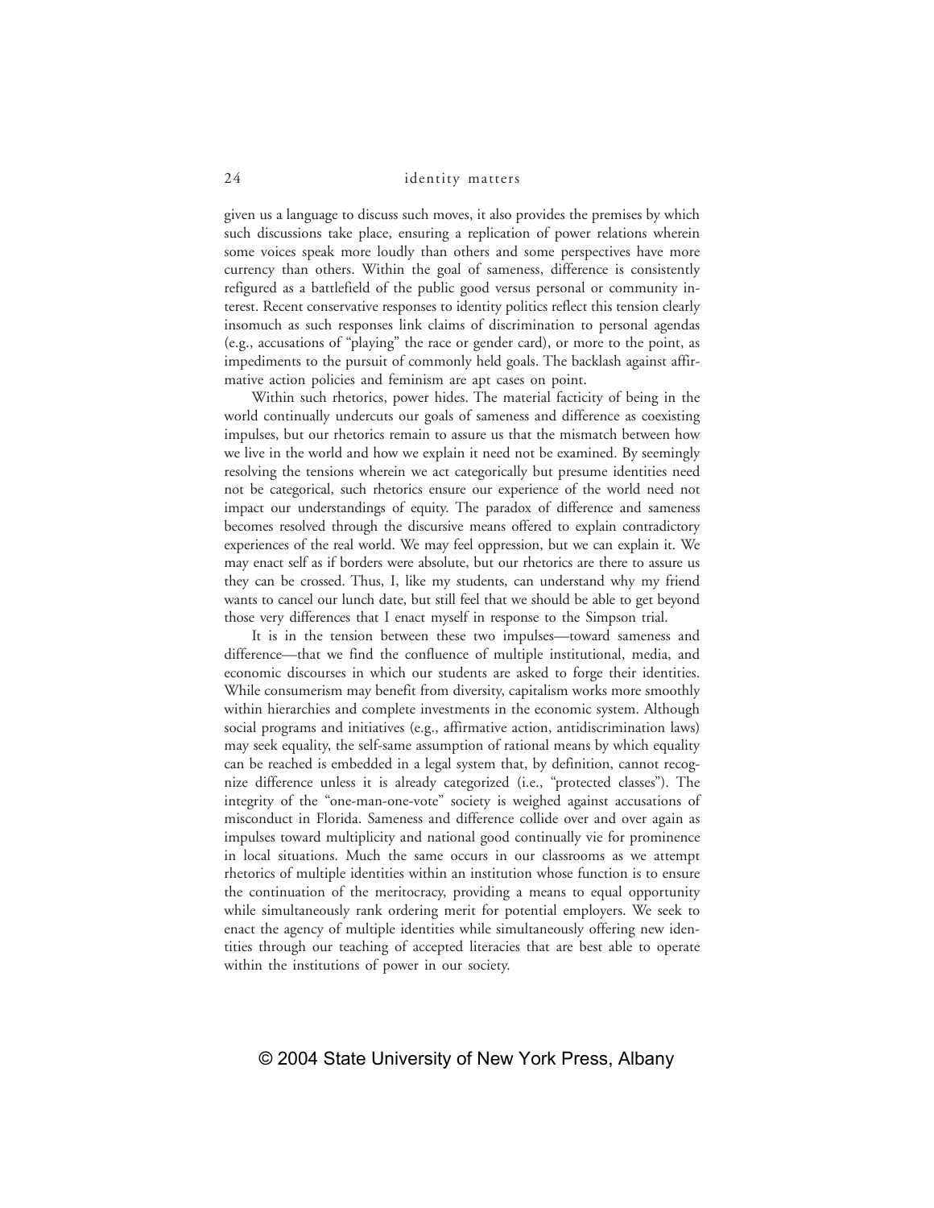given us a language to discuss such moves, it also provides the premises by which such discussions take place, ensuring a replication of power relations wherein some voices speak more loudly than others and some perspectives have more currency than others. Within the goal of sameness, difference is consistently refigured as a battlefield of the public good versus personal or community interest. Recent conservative responses to identity politics reflect this tension clearly insomuch as such responses link claims of discrimination to personal agendas (e.g., accusations of "playing" the race or gender card), or more to the point, as impediments to the pursuit of commonly held goals. The backlash against affirmative action policies and feminism are apt cases on point.

Within such rhetorics, power hides. The material facticity of being in the world continually undercuts our goals of sameness and difference as coexisting impulses, but our rhetorics remain to assure us that the mismatch between how we live in the world and how we explain it need not be examined. By seemingly resolving the tensions wherein we act categorically but presume identities need not be categorical, such rhetorics ensure our experience of the world need not impact our understandings of equity. The paradox of difference and sameness becomes resolved through the discursive means offered to explain contradictory experiences of the real world. We may feel oppression, but we can explain it. We may enact self as if borders were absolute, but our rhetorics are there to assure us they can be crossed. Thus, I, like my students, can understand why my friend wants to cancel our lunch date, but still feel that we should be able to get beyond those very differences that I enact myself in response to the Simpson trial.

It is in the tension between these two impulses—toward sameness and difference—that we find the confluence of multiple institutional, media, and economic discourses in which our students are asked to forge their identities. While consumerism may benefit from diversity, capitalism works more smoothly within hierarchies and complete investments in the economic system. Although social programs and initiatives (e.g., affirmative action, antidiscrimination laws) may seek equality, the self-same assumption of rational means by which equality can be reached is embedded in a legal system that, by definition, cannot recognize difference unless it is already categorized (i.e., "protected classes"). The integrity of the "one-man-one-vote" society is weighed against accusations of misconduct in Florida. Sameness and difference collide over and over again as impulses toward multiplicity and national good continually vie for prominence in local situations. Much the same occurs in our classrooms as we attempt rhetorics of multiple identities within an institution whose function is to ensure the continuation of the meritocracy, providing a means to equal opportunity while simultaneously rank ordering merit for potential employers. We seek to enact the agency of multiple identities while simultaneously offering new identities through our teaching of accepted literacies that are best able to operate within the institutions of power in our society.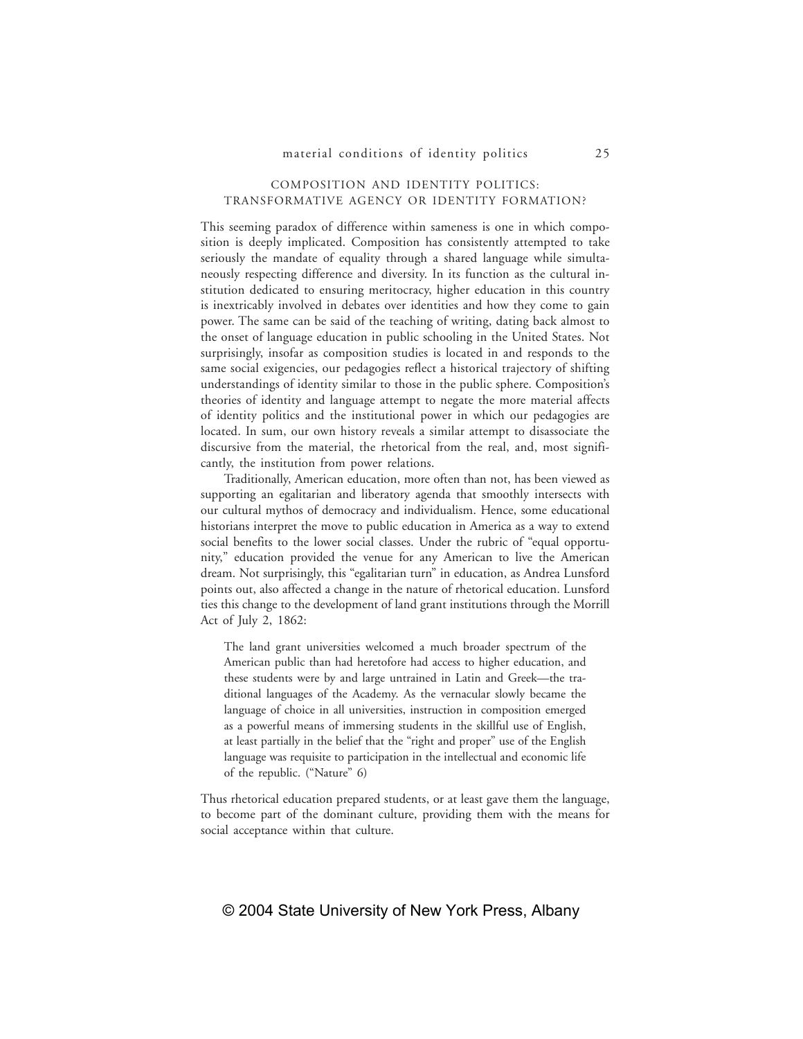## COMPOSITION AND IDENTITY POLITICS: TRANSFORMATIVE AGENCY OR IDENTITY FORMATION?

This seeming paradox of difference within sameness is one in which composition is deeply implicated. Composition has consistently attempted to take seriously the mandate of equality through a shared language while simultaneously respecting difference and diversity. In its function as the cultural institution dedicated to ensuring meritocracy, higher education in this country is inextricably involved in debates over identities and how they come to gain power. The same can be said of the teaching of writing, dating back almost to the onset of language education in public schooling in the United States. Not surprisingly, insofar as composition studies is located in and responds to the same social exigencies, our pedagogies reflect a historical trajectory of shifting understandings of identity similar to those in the public sphere. Composition's theories of identity and language attempt to negate the more material affects of identity politics and the institutional power in which our pedagogies are located. In sum, our own history reveals a similar attempt to disassociate the discursive from the material, the rhetorical from the real, and, most significantly, the institution from power relations.

Traditionally, American education, more often than not, has been viewed as supporting an egalitarian and liberatory agenda that smoothly intersects with our cultural mythos of democracy and individualism. Hence, some educational historians interpret the move to public education in America as a way to extend social benefits to the lower social classes. Under the rubric of "equal opportunity," education provided the venue for any American to live the American dream. Not surprisingly, this "egalitarian turn" in education, as Andrea Lunsford points out, also affected a change in the nature of rhetorical education. Lunsford ties this change to the development of land grant institutions through the Morrill Act of July 2, 1862:

> The land grant universities welcomed a much broader spectrum of the American public than had heretofore had access to higher education, and these students were by and large untrained in Latin and Greek—the traditional languages of the Academy. As the vernacular slowly became the language of choice in all universities, instruction in composition emerged as a powerful means of immersing students in the skillful use of English, at least partially in the belief that the "right and proper" use of the English language was requisite to participation in the intellectual and economic life of the republic. ("Nature" 6)

Thus rhetorical education prepared students, or at least gave them the language, to become part of the dominant culture, providing them with the means for social acceptance within that culture.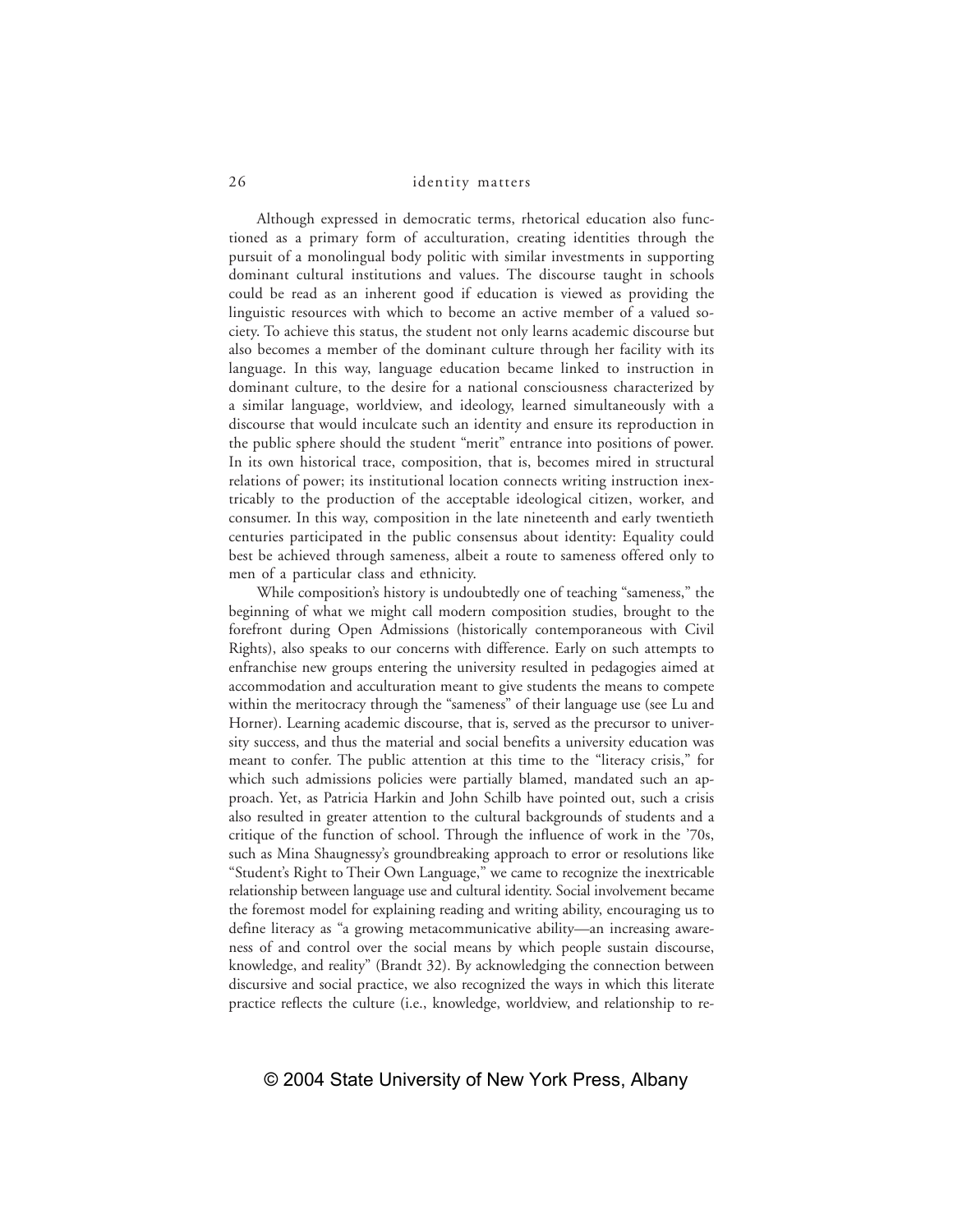Although expressed in democratic terms, rhetorical education also functioned as a primary form of acculturation, creating identities through the pursuit of a monolingual body politic with similar investments in supporting dominant cultural institutions and values. The discourse taught in schools could be read as an inherent good if education is viewed as providing the linguistic resources with which to become an active member of a valued society. To achieve this status, the student not only learns academic discourse but also becomes a member of the dominant culture through her facility with its language. In this way, language education became linked to instruction in dominant culture, to the desire for a national consciousness characterized by a similar language, worldview, and ideology, learned simultaneously with a discourse that would inculcate such an identity and ensure its reproduction in the public sphere should the student "merit" entrance into positions of power. In its own historical trace, composition, that is, becomes mired in structural relations of power; its institutional location connects writing instruction inextricably to the production of the acceptable ideological citizen, worker, and consumer. In this way, composition in the late nineteenth and early twentieth centuries participated in the public consensus about identity: Equality could best be achieved through sameness, albeit a route to sameness offered only to men of a particular class and ethnicity.

While composition's history is undoubtedly one of teaching "sameness," the beginning of what we might call modern composition studies, brought to the forefront during Open Admissions (historically contemporaneous with Civil Rights), also speaks to our concerns with difference. Early on such attempts to enfranchise new groups entering the university resulted in pedagogies aimed at accommodation and acculturation meant to give students the means to compete within the meritocracy through the "sameness" of their language use (see Lu and Horner). Learning academic discourse, that is, served as the precursor to university success, and thus the material and social benefits a university education was meant to confer. The public attention at this time to the "literacy crisis," for which such admissions policies were partially blamed, mandated such an approach. Yet, as Patricia Harkin and John Schilb have pointed out, such a crisis also resulted in greater attention to the cultural backgrounds of students and a critique of the function of school. Through the influence of work in the '70s, such as Mina Shaugnessy's groundbreaking approach to error or resolutions like "Student's Right to Their Own Language," we came to recognize the inextricable relationship between language use and cultural identity. Social involvement became the foremost model for explaining reading and writing ability, encouraging us to define literacy as "a growing metacommunicative ability—an increasing awareness of and control over the social means by which people sustain discourse, knowledge, and reality" (Brandt 32). By acknowledging the connection between discursive and social practice, we also recognized the ways in which this literate practice reflects the culture (i.e., knowledge, worldview, and relationship to re-

© 2004 State University of New York Press, Albany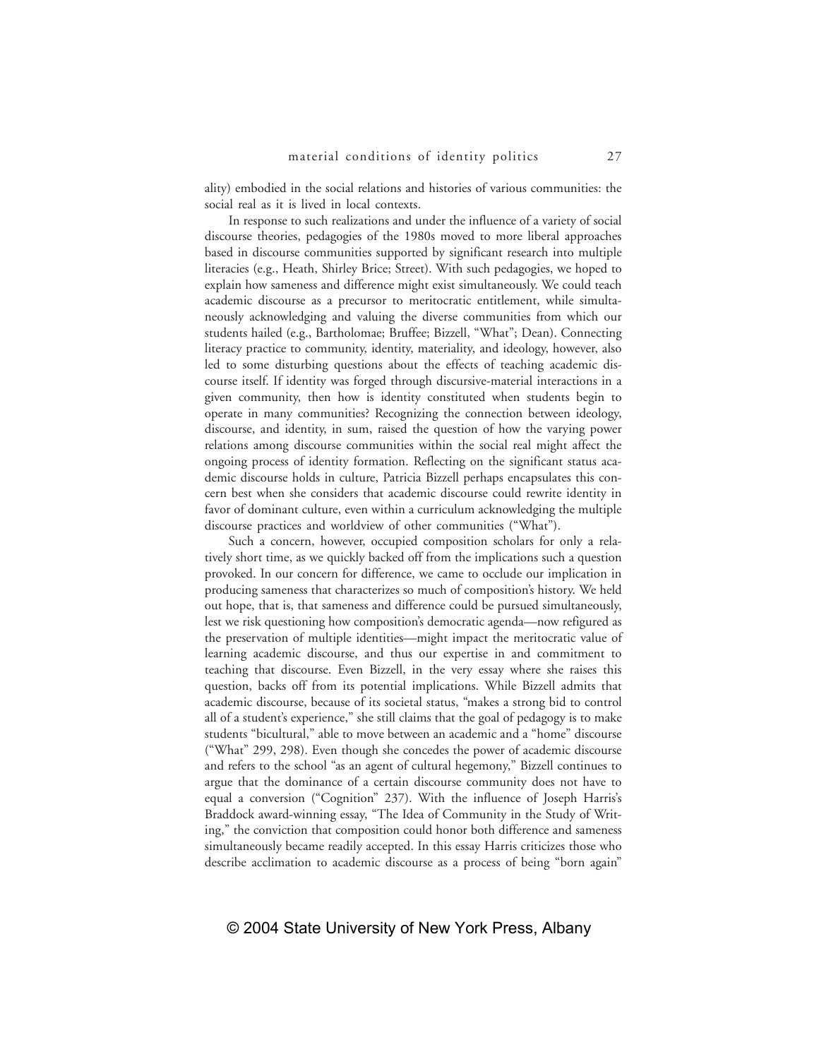ality) embodied in the social relations and histories of various communities: the social real as it is lived in local contexts.

In response to such realizations and under the influence of a variety of social discourse theories, pedagogies of the 1980s moved to more liberal approaches based in discourse communities supported by significant research into multiple literacies (e.g., Heath, Shirley Brice; Street). With such pedagogies, we hoped to explain how sameness and difference might exist simultaneously. We could teach academic discourse as a precursor to meritocratic entitlement, while simultaneously acknowledging and valuing the diverse communities from which our students hailed (e.g., Bartholomae; Bruffee; Bizzell, "What"; Dean). Connecting literacy practice to community, identity, materiality, and ideology, however, also led to some disturbing questions about the effects of teaching academic discourse itself. If identity was forged through discursive-material interactions in a given community, then how is identity constituted when students begin to operate in many communities? Recognizing the connection between ideology, discourse, and identity, in sum, raised the question of how the varying power relations among discourse communities within the social real might affect the ongoing process of identity formation. Reflecting on the significant status academic discourse holds in culture, Patricia Bizzell perhaps encapsulates this concern best when she considers that academic discourse could rewrite identity in favor of dominant culture, even within a curriculum acknowledging the multiple discourse practices and worldview of other communities ("What").

Such a concern, however, occupied composition scholars for only a relatively short time, as we quickly backed off from the implications such a question provoked. In our concern for difference, we came to occlude our implication in producing sameness that characterizes so much of composition's history. We held out hope, that is, that sameness and difference could be pursued simultaneously, lest we risk questioning how composition's democratic agenda—now refigured as the preservation of multiple identities—might impact the meritocratic value of learning academic discourse, and thus our expertise in and commitment to teaching that discourse. Even Bizzell, in the very essay where she raises this question, backs off from its potential implications. While Bizzell admits that academic discourse, because of its societal status, "makes a strong bid to control all of a student's experience," she still claims that the goal of pedagogy is to make students "bicultural," able to move between an academic and a "home" discourse ("What" 299, 298). Even though she concedes the power of academic discourse and refers to the school "as an agent of cultural hegemony," Bizzell continues to argue that the dominance of a certain discourse community does not have to equal a conversion ("Cognition" 237). With the influence of Joseph Harris's Braddock award-winning essay, "The Idea of Community in the Study of Writing," the conviction that composition could honor both difference and sameness simultaneously became readily accepted. In this essay Harris criticizes those who describe acclimation to academic discourse as a process of being "born again"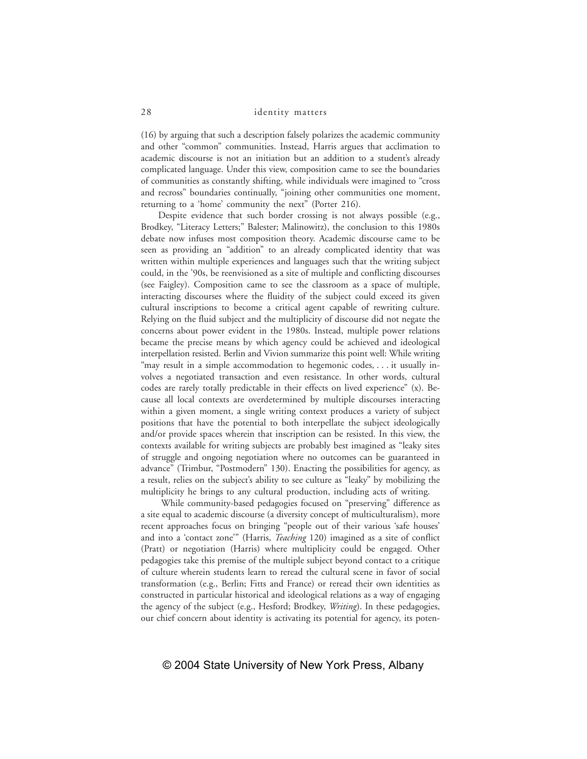(16) by arguing that such a description falsely polarizes the academic community and other "common" communities. Instead, Harris argues that acclimation to academic discourse is not an initiation but an addition to a student's already complicated language. Under this view, composition came to see the boundaries of communities as constantly shifting, while individuals were imagined to "cross and recross" boundaries continually, "joining other communities one moment, returning to a 'home' community the next" (Porter 216).

Despite evidence that such border crossing is not always possible (e.g., Brodkey, "Literacy Letters;" Balester; Malinowitz), the conclusion to this 1980s debate now infuses most composition theory. Academic discourse came to be seen as providing an "addition" to an already complicated identity that was written within multiple experiences and languages such that the writing subject could, in the '90s, be reenvisioned as a site of multiple and conflicting discourses (see Faigley). Composition came to see the classroom as a space of multiple, interacting discourses where the fluidity of the subject could exceed its given cultural inscriptions to become a critical agent capable of rewriting culture. Relying on the fluid subject and the multiplicity of discourse did not negate the concerns about power evident in the 1980s. Instead, multiple power relations became the precise means by which agency could be achieved and ideological interpellation resisted. Berlin and Vivion summarize this point well: While writing "may result in a simple accommodation to hegemonic codes, . . . it usually involves a negotiated transaction and even resistance. In other words, cultural codes are rarely totally predictable in their effects on lived experience" (x). Because all local contexts are overdetermined by multiple discourses interacting within a given moment, a single writing context produces a variety of subject positions that have the potential to both interpellate the subject ideologically and/or provide spaces wherein that inscription can be resisted. In this view, the contexts available for writing subjects are probably best imagined as "leaky sites of struggle and ongoing negotiation where no outcomes can be guaranteed in advance" (Trimbur, "Postmodern" 130). Enacting the possibilities for agency, as a result, relies on the subject's ability to see culture as "leaky" by mobilizing the multiplicity he brings to any cultural production, including acts of writing.

While community-based pedagogies focused on "preserving" difference as a site equal to academic discourse (a diversity concept of multiculturalism), more recent approaches focus on bringing "people out of their various 'safe houses' and into a 'contact zone'" (Harris, *Teaching* 120) imagined as a site of conflict (Pratt) or negotiation (Harris) where multiplicity could be engaged. Other pedagogies take this premise of the multiple subject beyond contact to a critique of culture wherein students learn to reread the cultural scene in favor of social transformation (e.g., Berlin; Fitts and France) or reread their own identities as constructed in particular historical and ideological relations as a way of engaging the agency of the subject (e.g., Hesford; Brodkey, *Writing*). In these pedagogies, our chief concern about identity is activating its potential for agency, its poten-

© 2004 State University of New York Press, Albany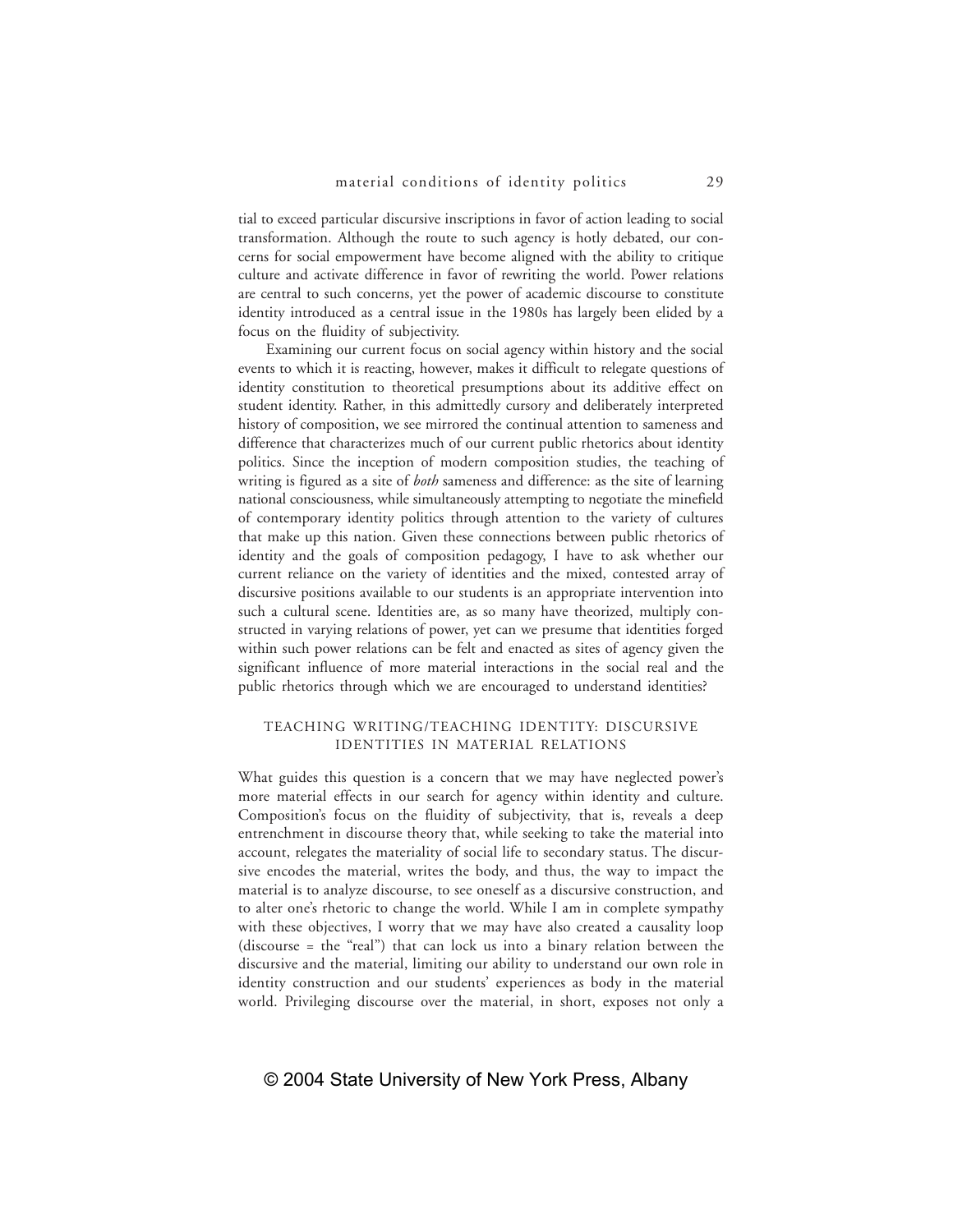tial to exceed particular discursive inscriptions in favor of action leading to social transformation. Although the route to such agency is hotly debated, our concerns for social empowerment have become aligned with the ability to critique culture and activate difference in favor of rewriting the world. Power relations are central to such concerns, yet the power of academic discourse to constitute identity introduced as a central issue in the 1980s has largely been elided by a focus on the fluidity of subjectivity.

Examining our current focus on social agency within history and the social events to which it is reacting, however, makes it difficult to relegate questions of identity constitution to theoretical presumptions about its additive effect on student identity. Rather, in this admittedly cursory and deliberately interpreted history of composition, we see mirrored the continual attention to sameness and difference that characterizes much of our current public rhetorics about identity politics. Since the inception of modern composition studies, the teaching of writing is figured as a site of *both* sameness and difference: as the site of learning national consciousness, while simultaneously attempting to negotiate the minefield of contemporary identity politics through attention to the variety of cultures that make up this nation. Given these connections between public rhetorics of identity and the goals of composition pedagogy, I have to ask whether our current reliance on the variety of identities and the mixed, contested array of discursive positions available to our students is an appropriate intervention into such a cultural scene. Identities are, as so many have theorized, multiply constructed in varying relations of power, yet can we presume that identities forged within such power relations can be felt and enacted as sites of agency given the significant influence of more material interactions in the social real and the public rhetorics through which we are encouraged to understand identities?

## TEACHING WRITING/TEACHING IDENTITY: DISCURSIVE IDENTITIES IN MATERIAL RELATIONS

What guides this question is a concern that we may have neglected power's more material effects in our search for agency within identity and culture. Composition's focus on the fluidity of subjectivity, that is, reveals a deep entrenchment in discourse theory that, while seeking to take the material into account, relegates the materiality of social life to secondary status. The discursive encodes the material, writes the body, and thus, the way to impact the material is to analyze discourse, to see oneself as a discursive construction, and to alter one's rhetoric to change the world. While I am in complete sympathy with these objectives, I worry that we may have also created a causality loop (discourse = the "real") that can lock us into a binary relation between the discursive and the material, limiting our ability to understand our own role in identity construction and our students' experiences as body in the material world. Privileging discourse over the material, in short, exposes not only a

© 2004 State University of New York Press, Albany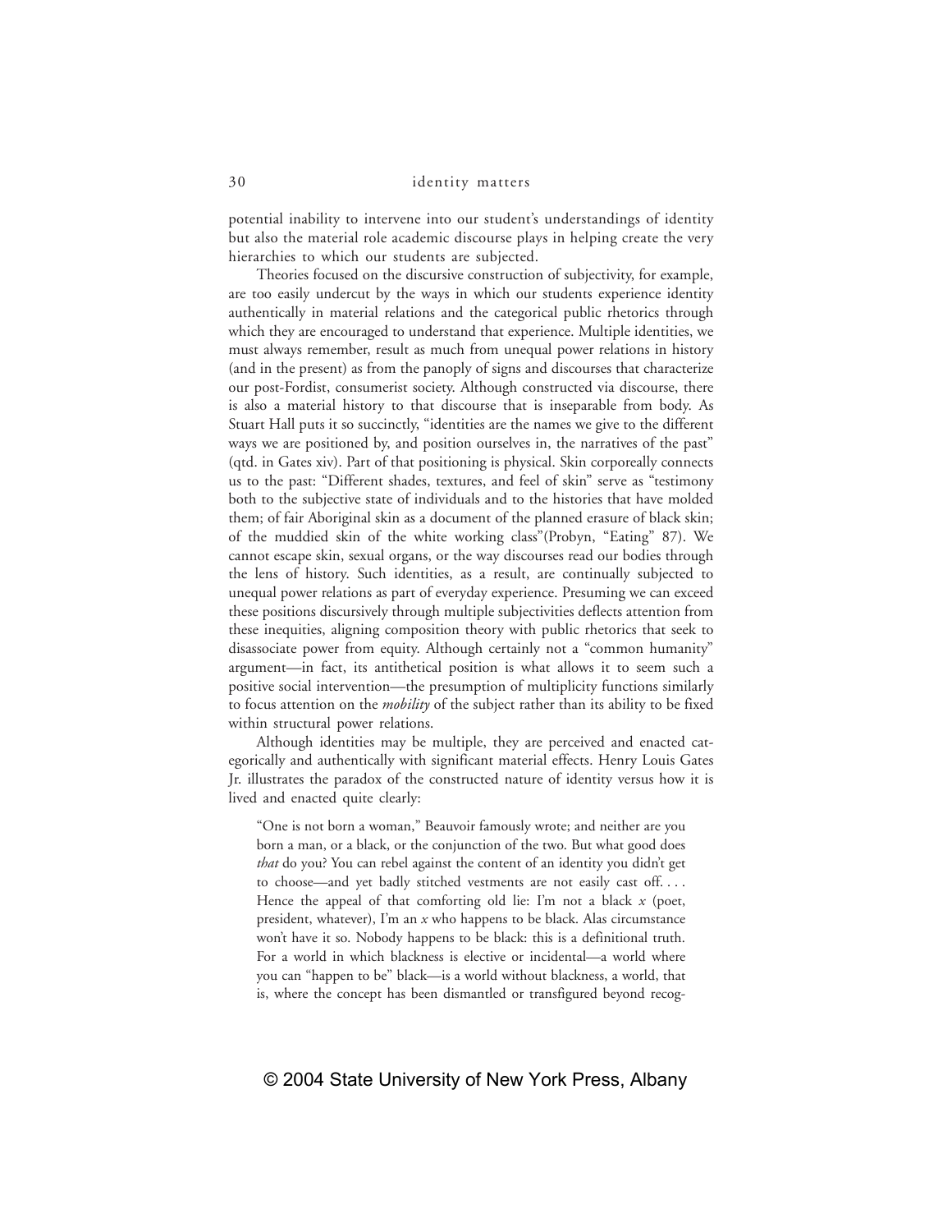potential inability to intervene into our student's understandings of identity but also the material role academic discourse plays in helping create the very hierarchies to which our students are subjected.

Theories focused on the discursive construction of subjectivity, for example, are too easily undercut by the ways in which our students experience identity authentically in material relations and the categorical public rhetorics through which they are encouraged to understand that experience. Multiple identities, we must always remember, result as much from unequal power relations in history (and in the present) as from the panoply of signs and discourses that characterize our post-Fordist, consumerist society. Although constructed via discourse, there is also a material history to that discourse that is inseparable from body. As Stuart Hall puts it so succinctly, "identities are the names we give to the different ways we are positioned by, and position ourselves in, the narratives of the past" (qtd. in Gates xiv). Part of that positioning is physical. Skin corporeally connects us to the past: "Different shades, textures, and feel of skin" serve as "testimony both to the subjective state of individuals and to the histories that have molded them; of fair Aboriginal skin as a document of the planned erasure of black skin; of the muddied skin of the white working class"(Probyn, "Eating" 87). We cannot escape skin, sexual organs, or the way discourses read our bodies through the lens of history. Such identities, as a result, are continually subjected to unequal power relations as part of everyday experience. Presuming we can exceed these positions discursively through multiple subjectivities deflects attention from these inequities, aligning composition theory with public rhetorics that seek to disassociate power from equity. Although certainly not a "common humanity" argument—in fact, its antithetical position is what allows it to seem such a positive social intervention—the presumption of multiplicity functions similarly to focus attention on the *mobility* of the subject rather than its ability to be fixed within structural power relations.

Although identities may be multiple, they are perceived and enacted categorically and authentically with significant material effects. Henry Louis Gates Jr. illustrates the paradox of the constructed nature of identity versus how it is lived and enacted quite clearly:

> "One is not born a woman," Beauvoir famously wrote; and neither are you born a man, or a black, or the conjunction of the two. But what good does *that* do you? You can rebel against the content of an identity you didn't get to choose—and yet badly stitched vestments are not easily cast off. . . . Hence the appeal of that comforting old lie: I'm not a black *x* (poet, president, whatever), I'm an *x* who happens to be black. Alas circumstance won't have it so. Nobody happens to be black: this is a definitional truth. For a world in which blackness is elective or incidental—a world where you can "happen to be" black—is a world without blackness, a world, that is, where the concept has been dismantled or transfigured beyond recog-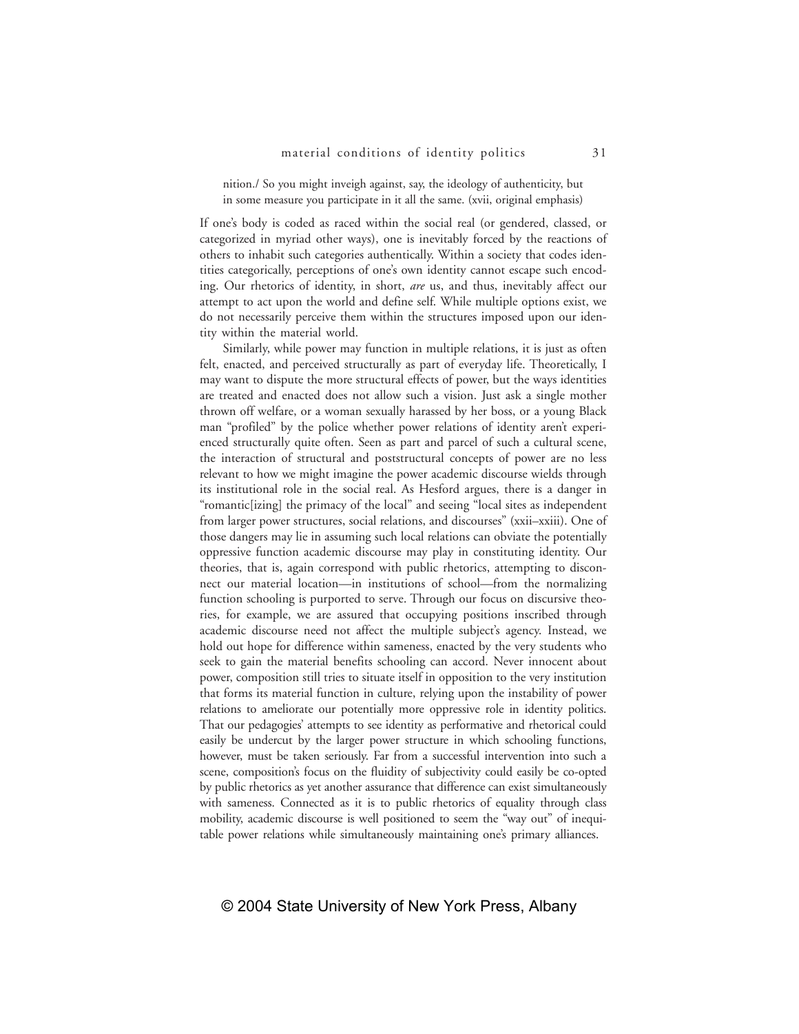nition./ So you might inveigh against, say, the ideology of authenticity, but in some measure you participate in it all the same. (xvii, original emphasis)

If one's body is coded as raced within the social real (or gendered, classed, or categorized in myriad other ways), one is inevitably forced by the reactions of others to inhabit such categories authentically. Within a society that codes identities categorically, perceptions of one's own identity cannot escape such encoding. Our rhetorics of identity, in short, *are* us, and thus, inevitably affect our attempt to act upon the world and define self. While multiple options exist, we do not necessarily perceive them within the structures imposed upon our identity within the material world.

Similarly, while power may function in multiple relations, it is just as often felt, enacted, and perceived structurally as part of everyday life. Theoretically, I may want to dispute the more structural effects of power, but the ways identities are treated and enacted does not allow such a vision. Just ask a single mother thrown off welfare, or a woman sexually harassed by her boss, or a young Black man "profiled" by the police whether power relations of identity aren't experienced structurally quite often. Seen as part and parcel of such a cultural scene, the interaction of structural and poststructural concepts of power are no less relevant to how we might imagine the power academic discourse wields through its institutional role in the social real. As Hesford argues, there is a danger in "romantic[izing] the primacy of the local" and seeing "local sites as independent from larger power structures, social relations, and discourses" (xxii–xxiii). One of those dangers may lie in assuming such local relations can obviate the potentially oppressive function academic discourse may play in constituting identity. Our theories, that is, again correspond with public rhetorics, attempting to disconnect our material location—in institutions of school—from the normalizing function schooling is purported to serve. Through our focus on discursive theories, for example, we are assured that occupying positions inscribed through academic discourse need not affect the multiple subject's agency. Instead, we hold out hope for difference within sameness, enacted by the very students who seek to gain the material benefits schooling can accord. Never innocent about power, composition still tries to situate itself in opposition to the very institution that forms its material function in culture, relying upon the instability of power relations to ameliorate our potentially more oppressive role in identity politics. That our pedagogies' attempts to see identity as performative and rhetorical could easily be undercut by the larger power structure in which schooling functions, however, must be taken seriously. Far from a successful intervention into such a scene, composition's focus on the fluidity of subjectivity could easily be co-opted by public rhetorics as yet another assurance that difference can exist simultaneously with sameness. Connected as it is to public rhetorics of equality through class mobility, academic discourse is well positioned to seem the "way out" of inequitable power relations while simultaneously maintaining one's primary alliances.

© 2004 State University of New York Press, Albany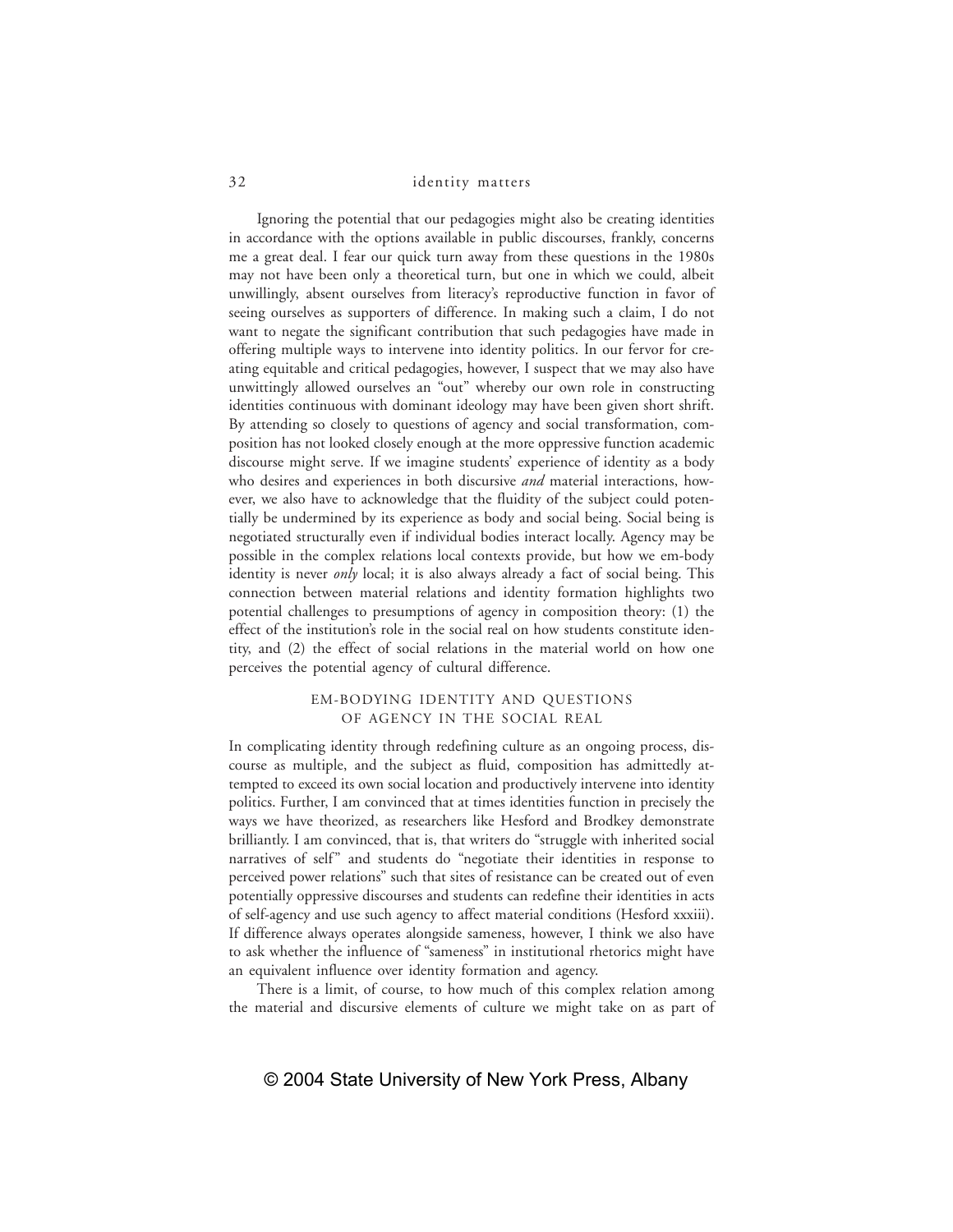Ignoring the potential that our pedagogies might also be creating identities in accordance with the options available in public discourses, frankly, concerns me a great deal. I fear our quick turn away from these questions in the 1980s may not have been only a theoretical turn, but one in which we could, albeit unwillingly, absent ourselves from literacy's reproductive function in favor of seeing ourselves as supporters of difference. In making such a claim, I do not want to negate the significant contribution that such pedagogies have made in offering multiple ways to intervene into identity politics. In our fervor for creating equitable and critical pedagogies, however, I suspect that we may also have unwittingly allowed ourselves an "out" whereby our own role in constructing identities continuous with dominant ideology may have been given short shrift. By attending so closely to questions of agency and social transformation, composition has not looked closely enough at the more oppressive function academic discourse might serve. If we imagine students' experience of identity as a body who desires and experiences in both discursive *and* material interactions, however, we also have to acknowledge that the fluidity of the subject could potentially be undermined by its experience as body and social being. Social being is negotiated structurally even if individual bodies interact locally. Agency may be possible in the complex relations local contexts provide, but how we em-body identity is never *only* local; it is also always already a fact of social being. This connection between material relations and identity formation highlights two potential challenges to presumptions of agency in composition theory: (1) the effect of the institution's role in the social real on how students constitute identity, and (2) the effect of social relations in the material world on how one perceives the potential agency of cultural difference.

## EM-BODYING IDENTITY AND QUESTIONS OF AGENCY IN THE SOCIAL REAL

In complicating identity through redefining culture as an ongoing process, discourse as multiple, and the subject as fluid, composition has admittedly attempted to exceed its own social location and productively intervene into identity politics. Further, I am convinced that at times identities function in precisely the ways we have theorized, as researchers like Hesford and Brodkey demonstrate brilliantly. I am convinced, that is, that writers do "struggle with inherited social narratives of self" and students do "negotiate their identities in response to perceived power relations" such that sites of resistance can be created out of even potentially oppressive discourses and students can redefine their identities in acts of self-agency and use such agency to affect material conditions (Hesford xxxiii). If difference always operates alongside sameness, however, I think we also have to ask whether the influence of "sameness" in institutional rhetorics might have an equivalent influence over identity formation and agency.

There is a limit, of course, to how much of this complex relation among the material and discursive elements of culture we might take on as part of

© 2004 State University of New York Press, Albany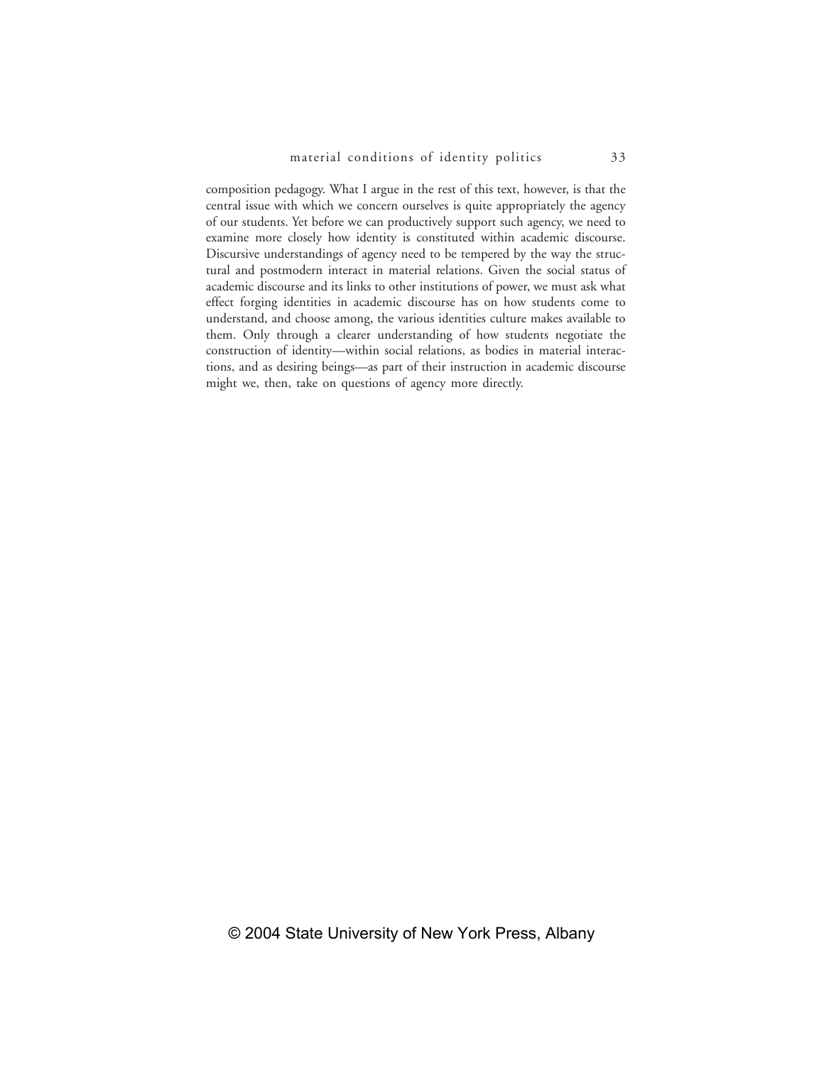composition pedagogy. What I argue in the rest of this text, however, is that the central issue with which we concern ourselves is quite appropriately the agency of our students. Yet before we can productively support such agency, we need to examine more closely how identity is constituted within academic discourse. Discursive understandings of agency need to be tempered by the way the structural and postmodern interact in material relations. Given the social status of academic discourse and its links to other institutions of power, we must ask what effect forging identities in academic discourse has on how students come to understand, and choose among, the various identities culture makes available to them. Only through a clearer understanding of how students negotiate the construction of identity—within social relations, as bodies in material interactions, and as desiring beings—as part of their instruction in academic discourse might we, then, take on questions of agency more directly.

© 2004 State University of New York Press, Albany